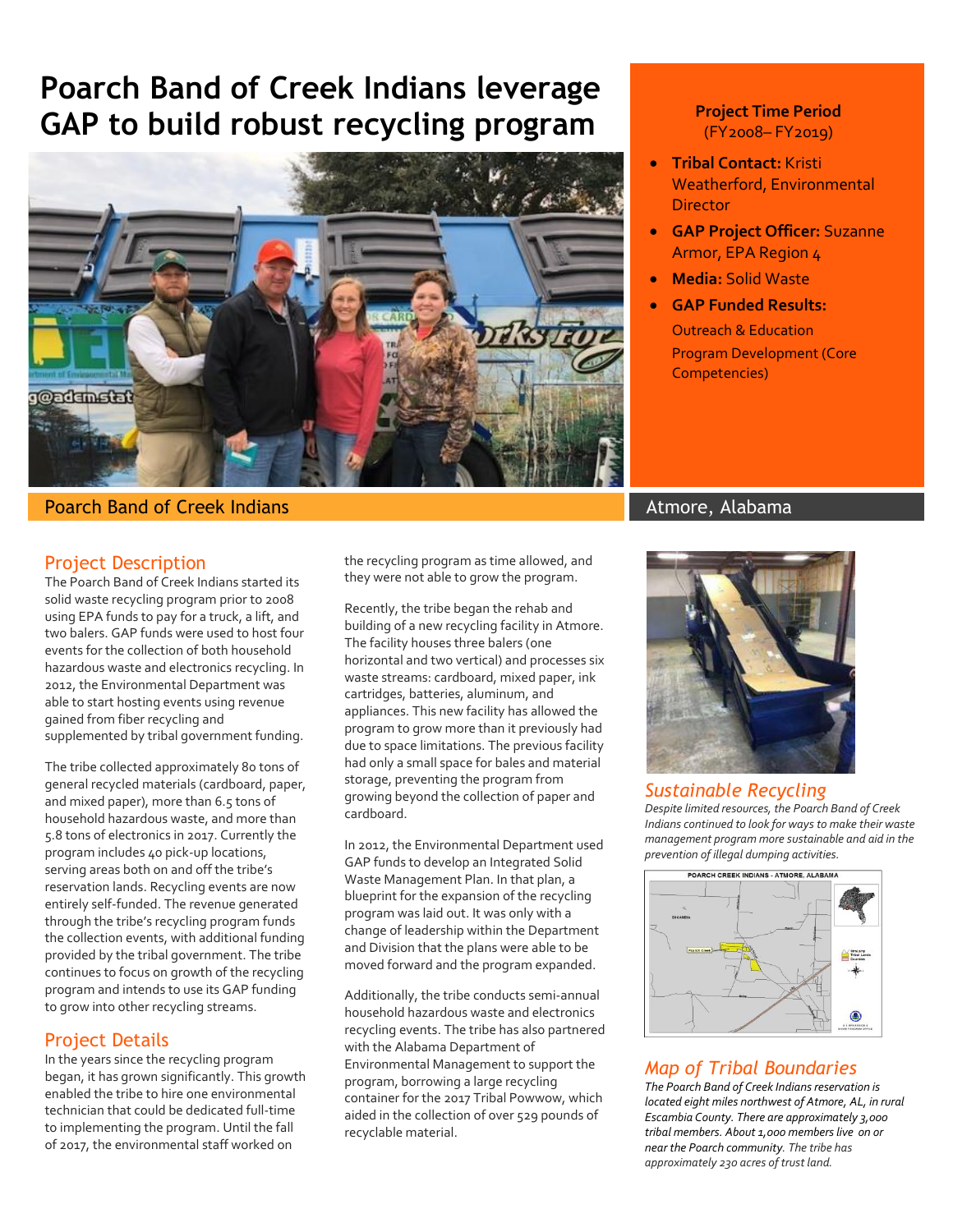# Poarch Band of Creek Indians leverage GAP to build robust recycling program

**Project Time Period**
(FY2008– FY2019)

- **Tribal Contact:** Kristi Weatherford, Environmental Director
- **GAP Project Officer:** Suzanne Armor, EPA Region 4
- **Media:** Solid Waste
- **GAP Funded Results:**
  Outreach & Education
  Program Development (Core Competencies)

Poarch Band of Creek Indians

Atmore, Alabama

## Project Description

The Poarch Band of Creek Indians started its solid waste recycling program prior to 2008 using EPA funds to pay for a truck, a lift, and two balers. GAP funds were used to host four events for the collection of both household hazardous waste and electronics recycling. In 2012, the Environmental Department was able to start hosting events using revenue gained from fiber recycling and supplemented by tribal government funding.

The tribe collected approximately 80 tons of general recycled materials (cardboard, paper, and mixed paper), more than 6.5 tons of household hazardous waste, and more than 5.8 tons of electronics in 2017. Currently the program includes 40 pick-up locations, serving areas both on and off the tribe's reservation lands. Recycling events are now entirely self-funded. The revenue generated through the tribe's recycling program funds the collection events, with additional funding provided by the tribal government. The tribe continues to focus on growth of the recycling program and intends to use its GAP funding to grow into other recycling streams.

## Project Details

In the years since the recycling program began, it has grown significantly. This growth enabled the tribe to hire one environmental technician that could be dedicated full-time to implementing the program. Until the fall of 2017, the environmental staff worked on the recycling program as time allowed, and they were not able to grow the program.

Recently, the tribe began the rehab and building of a new recycling facility in Atmore. The facility houses three balers (one horizontal and two vertical) and processes six waste streams: cardboard, mixed paper, ink cartridges, batteries, aluminum, and appliances. This new facility has allowed the program to grow more than it previously had due to space limitations. The previous facility had only a small space for bales and material storage, preventing the program from growing beyond the collection of paper and cardboard.

In 2012, the Environmental Department used GAP funds to develop an Integrated Solid Waste Management Plan. In that plan, a blueprint for the expansion of the recycling program was laid out. It was only with a change of leadership within the Department and Division that the plans were able to be moved forward and the program expanded.

Additionally, the tribe conducts semi-annual household hazardous waste and electronics recycling events. The tribe has also partnered with the Alabama Department of Environmental Management to support the program, borrowing a large recycling container for the 2017 Tribal Powwow, which aided in the collection of over 529 pounds of recyclable material.

### *Sustainable Recycling*

*Despite limited resources, the Poarch Band of Creek Indians continued to look for ways to make their waste management program more sustainable and aid in the prevention of illegal dumping activities.*

### *Map of Tribal Boundaries*

*The Poarch Band of Creek Indians reservation is located eight miles northwest of Atmore, AL, in rural Escambia County. There are approximately 3,000 tribal members. About 1,000 members live on or near the Poarch community. The tribe has approximately 230 acres of trust land.*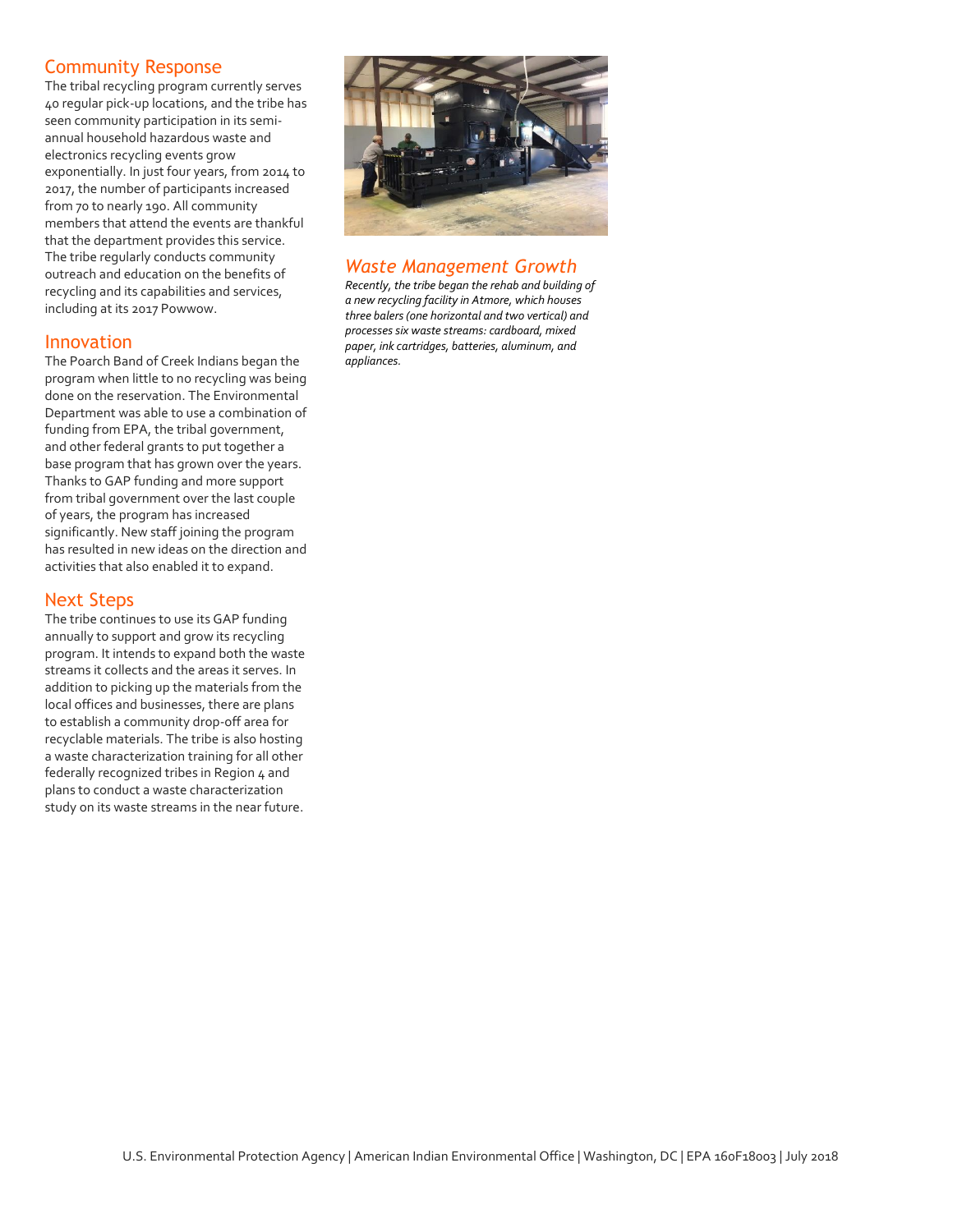## Community Response

The tribal recycling program currently serves 40 regular pick-up locations, and the tribe has seen community participation in its semi-annual household hazardous waste and electronics recycling events grow exponentially. In just four years, from 2014 to 2017, the number of participants increased from 70 to nearly 190. All community members that attend the events are thankful that the department provides this service. The tribe regularly conducts community outreach and education on the benefits of recycling and its capabilities and services, including at its 2017 Powwow.

## Innovation

The Poarch Band of Creek Indians began the program when little to no recycling was being done on the reservation. The Environmental Department was able to use a combination of funding from EPA, the tribal government, and other federal grants to put together a base program that has grown over the years. Thanks to GAP funding and more support from tribal government over the last couple of years, the program has increased significantly. New staff joining the program has resulted in new ideas on the direction and activities that also enabled it to expand.

## Next Steps

The tribe continues to use its GAP funding annually to support and grow its recycling program. It intends to expand both the waste streams it collects and the areas it serves. In addition to picking up the materials from the local offices and businesses, there are plans to establish a community drop-off area for recyclable materials. The tribe is also hosting a waste characterization training for all other federally recognized tribes in Region 4 and plans to conduct a waste characterization study on its waste streams in the near future.

## *Waste Management Growth*

*Recently, the tribe began the rehab and building of a new recycling facility in Atmore, which houses three balers (one horizontal and two vertical) and processes six waste streams: cardboard, mixed paper, ink cartridges, batteries, aluminum, and appliances.*

U.S. Environmental Protection Agency | American Indian Environmental Office | Washington, DC | EPA 160F18003 | July 2018